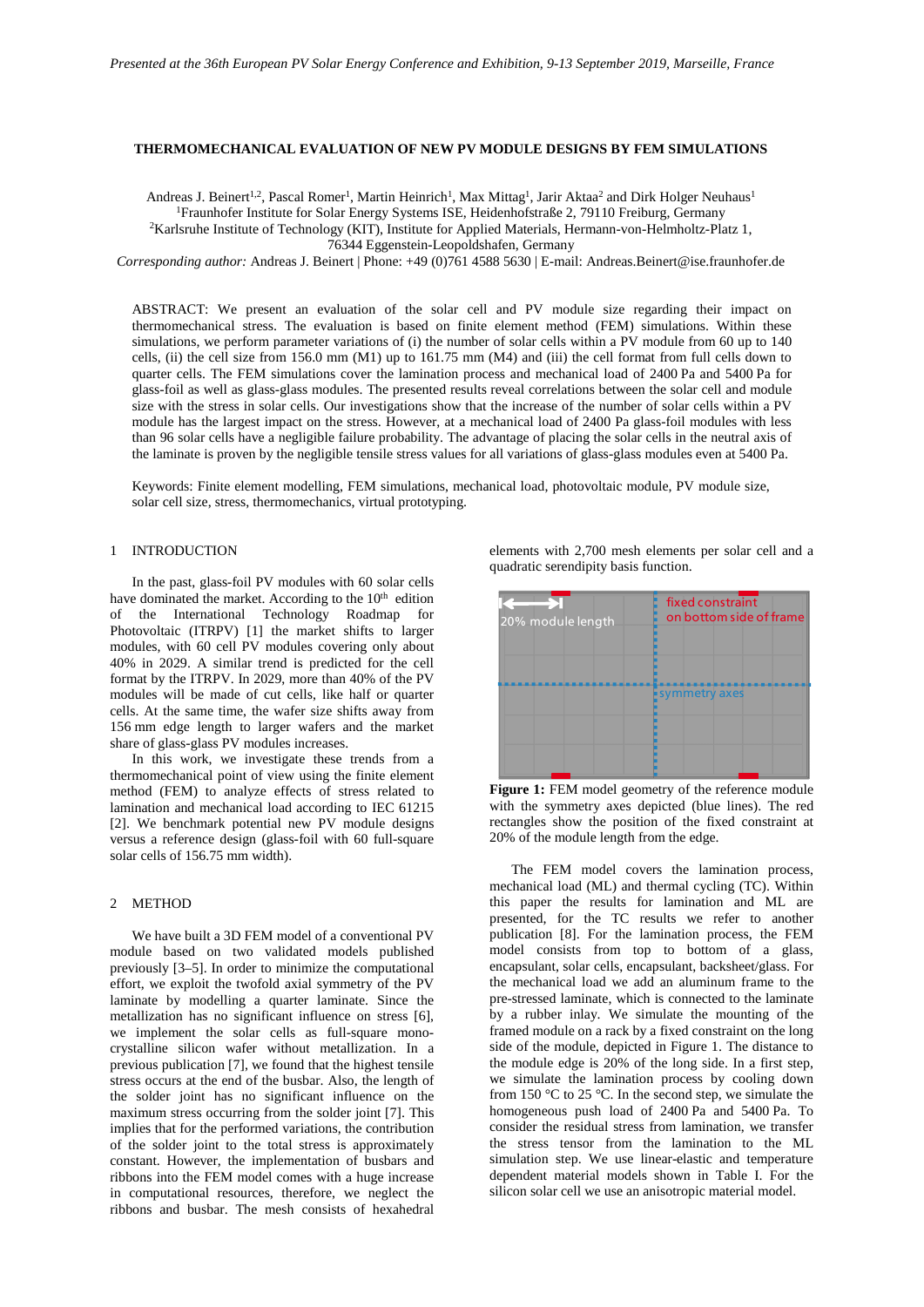*Presented at the 36th European PV Solar Energy Conference and Exhibition, 9-13 September 2019, Marseille, France*

# THERMOMECHANICAL EVALUATION OF NEW PV MODULE DESIGNS BY FEM SIMULATIONS

Andreas J. Beinert[1,2], Pascal Romer[1], Martin Heinrich[1], Max Mittag[1], Jarir Aktaa[2] and Dirk Holger Neuhaus[1]
[1]Fraunhofer Institute for Solar Energy Systems ISE, Heidenhofstraße 2, 79110 Freiburg, Germany
[2]Karlsruhe Institute of Technology (KIT), Institute for Applied Materials, Hermann-von-Helmholtz-Platz 1, 76344 Eggenstein-Leopoldshafen, Germany
*Corresponding author:* Andreas J. Beinert | Phone: +49 (0)761 4588 5630 | E-mail: Andreas.Beinert@ise.fraunhofer.de

ABSTRACT: We present an evaluation of the solar cell and PV module size regarding their impact on thermomechanical stress. The evaluation is based on finite element method (FEM) simulations. Within these simulations, we perform parameter variations of (i) the number of solar cells within a PV module from 60 up to 140 cells, (ii) the cell size from 156.0 mm (M1) up to 161.75 mm (M4) and (iii) the cell format from full cells down to quarter cells. The FEM simulations cover the lamination process and mechanical load of 2400 Pa and 5400 Pa for glass-foil as well as glass-glass modules. The presented results reveal correlations between the solar cell and module size with the stress in solar cells. Our investigations show that the increase of the number of solar cells within a PV module has the largest impact on the stress. However, at a mechanical load of 2400 Pa glass-foil modules with less than 96 solar cells have a negligible failure probability. The advantage of placing the solar cells in the neutral axis of the laminate is proven by the negligible tensile stress values for all variations of glass-glass modules even at 5400 Pa.

Keywords: Finite element modelling, FEM simulations, mechanical load, photovoltaic module, PV module size, solar cell size, stress, thermomechanics, virtual prototyping.

## 1 INTRODUCTION

In the past, glass-foil PV modules with 60 solar cells have dominated the market. According to the 10th edition of the International Technology Roadmap for Photovoltaic (ITRPV) [1] the market shifts to larger modules, with 60 cell PV modules covering only about 40% in 2029. A similar trend is predicted for the cell format by the ITRPV. In 2029, more than 40% of the PV modules will be made of cut cells, like half or quarter cells. At the same time, the wafer size shifts away from 156 mm edge length to larger wafers and the market share of glass-glass PV modules increases.

In this work, we investigate these trends from a thermomechanical point of view using the finite element method (FEM) to analyze effects of stress related to lamination and mechanical load according to IEC 61215 [2]. We benchmark potential new PV module designs versus a reference design (glass-foil with 60 full-square solar cells of 156.75 mm width).

## 2 METHOD

We have built a 3D FEM model of a conventional PV module based on two validated models published previously [3–5]. In order to minimize the computational effort, we exploit the twofold axial symmetry of the PV laminate by modelling a quarter laminate. Since the metallization has no significant influence on stress [6], we implement the solar cells as full-square monocrystalline silicon wafer without metallization. In a previous publication [7], we found that the highest tensile stress occurs at the end of the busbar. Also, the length of the solder joint has no significant influence on the maximum stress occurring from the solder joint [7]. This implies that for the performed variations, the contribution of the solder joint to the total stress is approximately constant. However, the implementation of busbars and ribbons into the FEM model comes with a huge increase in computational resources, therefore, we neglect the ribbons and busbar. The mesh consists of hexahedral elements with 2,700 mesh elements per solar cell and a quadratic serendipity basis function.

**Figure 1:** FEM model geometry of the reference module with the symmetry axes depicted (blue lines). The red rectangles show the position of the fixed constraint at 20% of the module length from the edge.

The FEM model covers the lamination process, mechanical load (ML) and thermal cycling (TC). Within this paper the results for lamination and ML are presented, for the TC results we refer to another publication [8]. For the lamination process, the FEM model consists from top to bottom of a glass, encapsulant, solar cells, encapsulant, backsheet/glass. For the mechanical load we add an aluminum frame to the pre-stressed laminate, which is connected to the laminate by a rubber inlay. We simulate the mounting of the framed module on a rack by a fixed constraint on the long side of the module, depicted in Figure 1. The distance to the module edge is 20% of the long side. In a first step, we simulate the lamination process by cooling down from 150 °C to 25 °C. In the second step, we simulate the homogeneous push load of 2400 Pa and 5400 Pa. To consider the residual stress from lamination, we transfer the stress tensor from the lamination to the ML simulation step. We use linear-elastic and temperature dependent material models shown in Table I. For the silicon solar cell we use an anisotropic material model.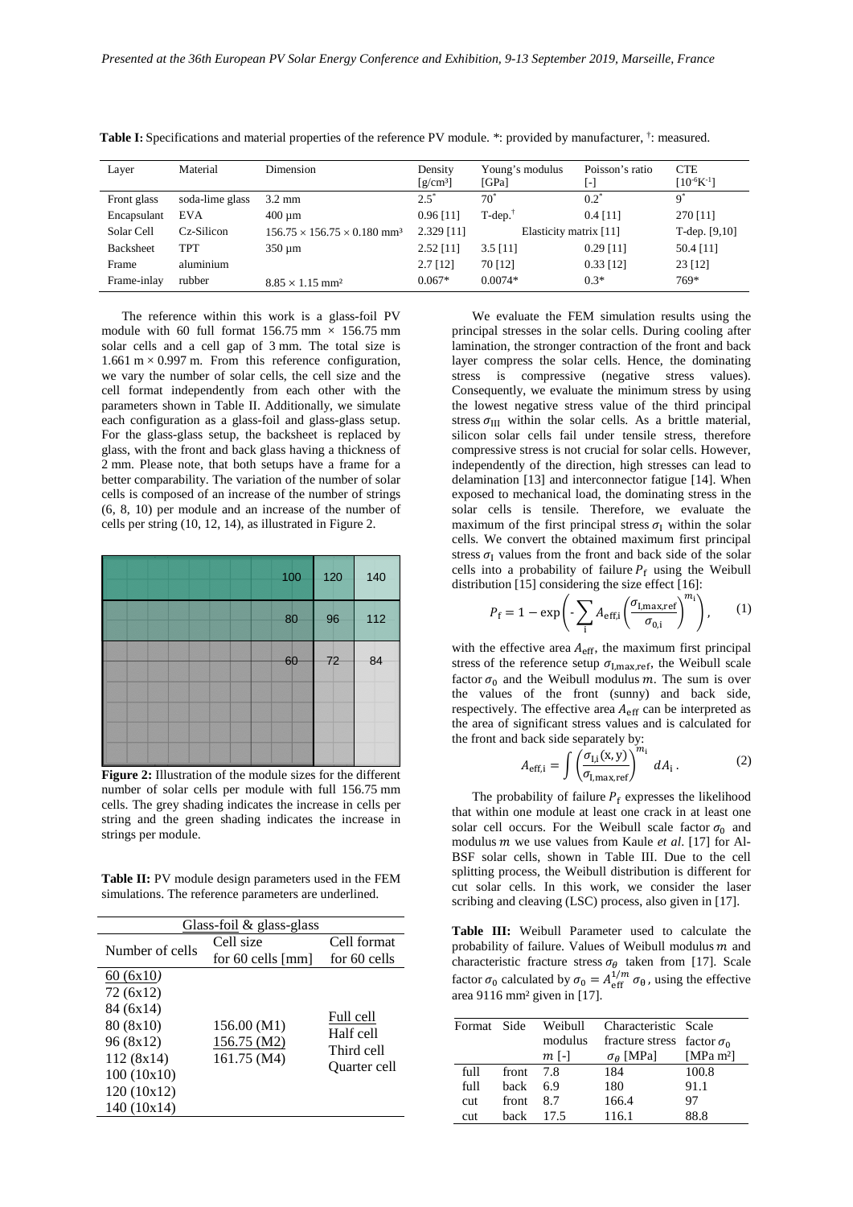**Table I:** Specifications and material properties of the reference PV module. *: provided by manufacturer, †: measured.

| Layer | Material | Dimension | Density [g/cm³] | Young's modulus [GPa] | Poisson's ratio [-] | CTE [$10^{-6}$K$^{-1}$] |
|---|---|---|---|---|---|---|
| Front glass | soda-lime glass | 3.2 mm | 2.5* | 70* | 0.2* | 9* |
| Encapsulant | EVA | 400 µm | 0.96 [11] | T-dep.† | 0.4 [11] | 270 [11] |
| Solar Cell | Cz-Silicon | 156.75 × 156.75 × 0.180 mm³ | 2.329 [11] | Elasticity matrix [11] | | T-dep. [9,10] |
| Backsheet | TPT | 350 µm | 2.52 [11] | 3.5 [11] | 0.29 [11] | 50.4 [11] |
| Frame | aluminium | | 2.7 [12] | 70 [12] | 0.33 [12] | 23 [12] |
| Frame-inlay | rubber | 8.85 × 1.15 mm² | 0.067* | 0.0074* | 0.3* | 769* |

The reference within this work is a glass-foil PV module with 60 full format 156.75 mm × 156.75 mm solar cells and a cell gap of 3 mm. The total size is 1.661 m × 0.997 m. From this reference configuration, we vary the number of solar cells, the cell size and the cell format independently from each other with the parameters shown in Table II. Additionally, we simulate each configuration as a glass-foil and glass-glass setup. For the glass-glass setup, the backsheet is replaced by glass, with the front and back glass having a thickness of 2 mm. Please note, that both setups have a frame for a better comparability. The variation of the number of solar cells is composed of an increase of the number of strings (6, 8, 10) per module and an increase of the number of cells per string (10, 12, 14), as illustrated in Figure 2.

**Figure 2:** Illustration of the module sizes for the different number of solar cells per module with full 156.75 mm cells. The grey shading indicates the increase in cells per string and the green shading indicates the increase in strings per module.

**Table II:** PV module design parameters used in the FEM simulations. The reference parameters are underlined.

| Glass-foil & glass-glass | | |
|---|---|---|
| Number of cells | Cell size for 60 cells [mm] | Cell format for 60 cells |
| <u>60 (6x10)</u><br>72 (6x12)<br>84 (6x14)<br>80 (8x10)<br>96 (8x12)<br>112 (8x14)<br>100 (10x10)<br>120 (10x12)<br>140 (10x14) | 156.00 (M1)<br><u>156.75 (M2)</u><br>161.75 (M4) | <u>Full cell</u><br>Half cell<br>Third cell<br>Quarter cell |

We evaluate the FEM simulation results using the principal stresses in the solar cells. During cooling after lamination, the stronger contraction of the front and back layer compress the solar cells. Hence, the dominating stress is compressive (negative stress values). Consequently, we evaluate the minimum stress by using the lowest negative stress value of the third principal stress $\sigma_{\text{III}}$ within the solar cells. As a brittle material, silicon solar cells fail under tensile stress, therefore compressive stress is not crucial for solar cells. However, independently of the direction, high stresses can lead to delamination [13] and interconnector fatigue [14]. When exposed to mechanical load, the dominating stress in the solar cells is tensile. Therefore, we evaluate the maximum of the first principal stress $\sigma_{\text{I}}$ within the solar cells. We convert the obtained maximum first principal stress $\sigma_{\text{I}}$ values from the front and back side of the solar cells into a probability of failure $P_{\text{f}}$ using the Weibull distribution [15] considering the size effect [16]:

$$P_{\text{f}} = 1 - \exp\left( - \sum_{\text{i}} A_{\text{eff,i}} \left( \frac{\sigma_{\text{I,max,ref}}}{\sigma_{0,\text{i}}} \right)^{m_{\text{i}}} \right), \qquad (1)$$

with the effective area $A_{\text{eff}}$, the maximum first principal stress of the reference setup $\sigma_{\text{I,max,ref}}$, the Weibull scale factor $\sigma_0$ and the Weibull modulus $m$. The sum is over the values of the front (sunny) and back side, respectively. The effective area $A_{\text{eff}}$ can be interpreted as the area of significant stress values and is calculated for the front and back side separately by:

$$A_{\text{eff,i}} = \int \left( \frac{\sigma_{\text{I,i}}(\text{x,y})}{\sigma_{\text{I,max,ref}}} \right)^{m_{\text{i}}} dA_{\text{i}} \,. \qquad (2)$$

The probability of failure $P_{\text{f}}$ expresses the likelihood that within one module at least one crack in at least one solar cell occurs. For the Weibull scale factor $\sigma_0$ and modulus $m$ we use values from Kaule *et al*. [17] for Al-BSF solar cells, shown in Table III. Due to the cell splitting process, the Weibull distribution is different for cut solar cells. In this work, we consider the laser scribing and cleaving (LSC) process, also given in [17].

**Table III:** Weibull Parameter used to calculate the probability of failure. Values of Weibull modulus $m$ and characteristic fracture stress $\sigma_\theta$ taken from [17]. Scale factor $\sigma_0$ calculated by $\sigma_0 = A_{\text{eff}}^{1/m}\,\sigma_\theta$, using the effective area 9116 mm² given in [17].

| Format | Side | Weibull modulus $m$ [-] | Characteristic fracture stress $\sigma_\theta$ [MPa] | Scale factor $\sigma_0$ [MPa m²] |
|---|---|---|---|---|
| full | front | 7.8 | 184 | 100.8 |
| full | back | 6.9 | 180 | 91.1 |
| cut | front | 8.7 | 166.4 | 97 |
| cut | back | 17.5 | 116.1 | 88.8 |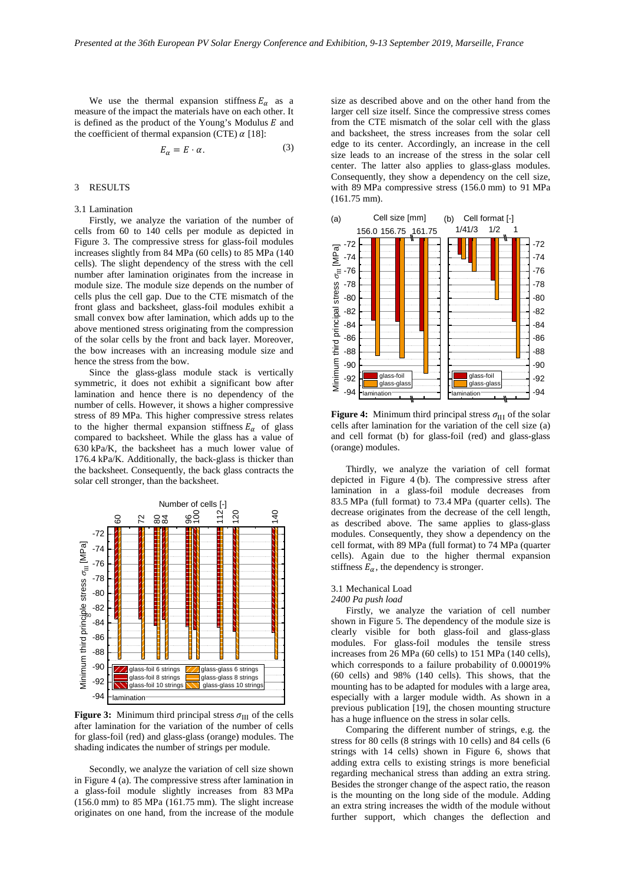We use the thermal expansion stiffness $E_\alpha$ as a measure of the impact the materials have on each other. It is defined as the product of the Young's Modulus $E$ and the coefficient of thermal expansion (CTE) $\alpha$ [18]:

$$E_\alpha = E \cdot \alpha. \quad (3)$$

## 3 RESULTS

### 3.1 Lamination

Firstly, we analyze the variation of the number of cells from 60 to 140 cells per module as depicted in Figure 3. The compressive stress for glass-foil modules increases slightly from 84 MPa (60 cells) to 85 MPa (140 cells). The slight dependency of the stress with the cell number after lamination originates from the increase in module size. The module size depends on the number of cells plus the cell gap. Due to the CTE mismatch of the front glass and backsheet, glass-foil modules exhibit a small convex bow after lamination, which adds up to the above mentioned stress originating from the compression of the solar cells by the front and back layer. Moreover, the bow increases with an increasing module size and hence the stress from the bow.

Since the glass-glass module stack is vertically symmetric, it does not exhibit a significant bow after lamination and hence there is no dependency of the number of cells. However, it shows a higher compressive stress of 89 MPa. This higher compressive stress relates to the higher thermal expansion stiffness $E_\alpha$ of glass compared to backsheet. While the glass has a value of 630 kPa/K, the backsheet has a much lower value of 176.4 kPa/K. Additionally, the back-glass is thicker than the backsheet. Consequently, the back glass contracts the solar cell stronger, than the backsheet.

**Figure 3:** Minimum third principal stress $\sigma_{III}$ of the cells after lamination for the variation of the number of cells for glass-foil (red) and glass-glass (orange) modules. The shading indicates the number of strings per module.

Secondly, we analyze the variation of cell size shown in Figure 4 (a). The compressive stress after lamination in a glass-foil module slightly increases from 83 MPa (156.0 mm) to 85 MPa (161.75 mm). The slight increase originates on one hand, from the increase of the module size as described above and on the other hand from the larger cell size itself. Since the compressive stress comes from the CTE mismatch of the solar cell with the glass and backsheet, the stress increases from the solar cell edge to its center. Accordingly, an increase in the cell size leads to an increase of the stress in the solar cell center. The latter also applies to glass-glass modules. Consequently, they show a dependency on the cell size, with 89 MPa compressive stress (156.0 mm) to 91 MPa (161.75 mm).

**Figure 4:** Minimum third principal stress $\sigma_{III}$ of the solar cells after lamination for the variation of the cell size (a) and cell format (b) for glass-foil (red) and glass-glass (orange) modules.

Thirdly, we analyze the variation of cell format depicted in Figure 4 (b). The compressive stress after lamination in a glass-foil module decreases from 83.5 MPa (full format) to 73.4 MPa (quarter cells). The decrease originates from the decrease of the cell length, as described above. The same applies to glass-glass modules. Consequently, they show a dependency on the cell format, with 89 MPa (full format) to 74 MPa (quarter cells). Again due to the higher thermal expansion stiffness $E_\alpha$, the dependency is stronger.

### 3.1 Mechanical Load

*2400 Pa push load*

Firstly, we analyze the variation of cell number shown in Figure 5. The dependency of the module size is clearly visible for both glass-foil and glass-glass modules. For glass-foil modules the tensile stress increases from 26 MPa (60 cells) to 151 MPa (140 cells), which corresponds to a failure probability of 0.00019% (60 cells) and 98% (140 cells). This shows, that the mounting has to be adapted for modules with a large area, especially with a larger module width. As shown in a previous publication [19], the chosen mounting structure has a huge influence on the stress in solar cells.

Comparing the different number of strings, e.g. the stress for 80 cells (8 strings with 10 cells) and 84 cells (6 strings with 14 cells) shown in Figure 6, shows that adding extra cells to existing strings is more beneficial regarding mechanical stress than adding an extra string. Besides the stronger change of the aspect ratio, the reason is the mounting on the long side of the module. Adding an extra string increases the width of the module without further support, which changes the deflection and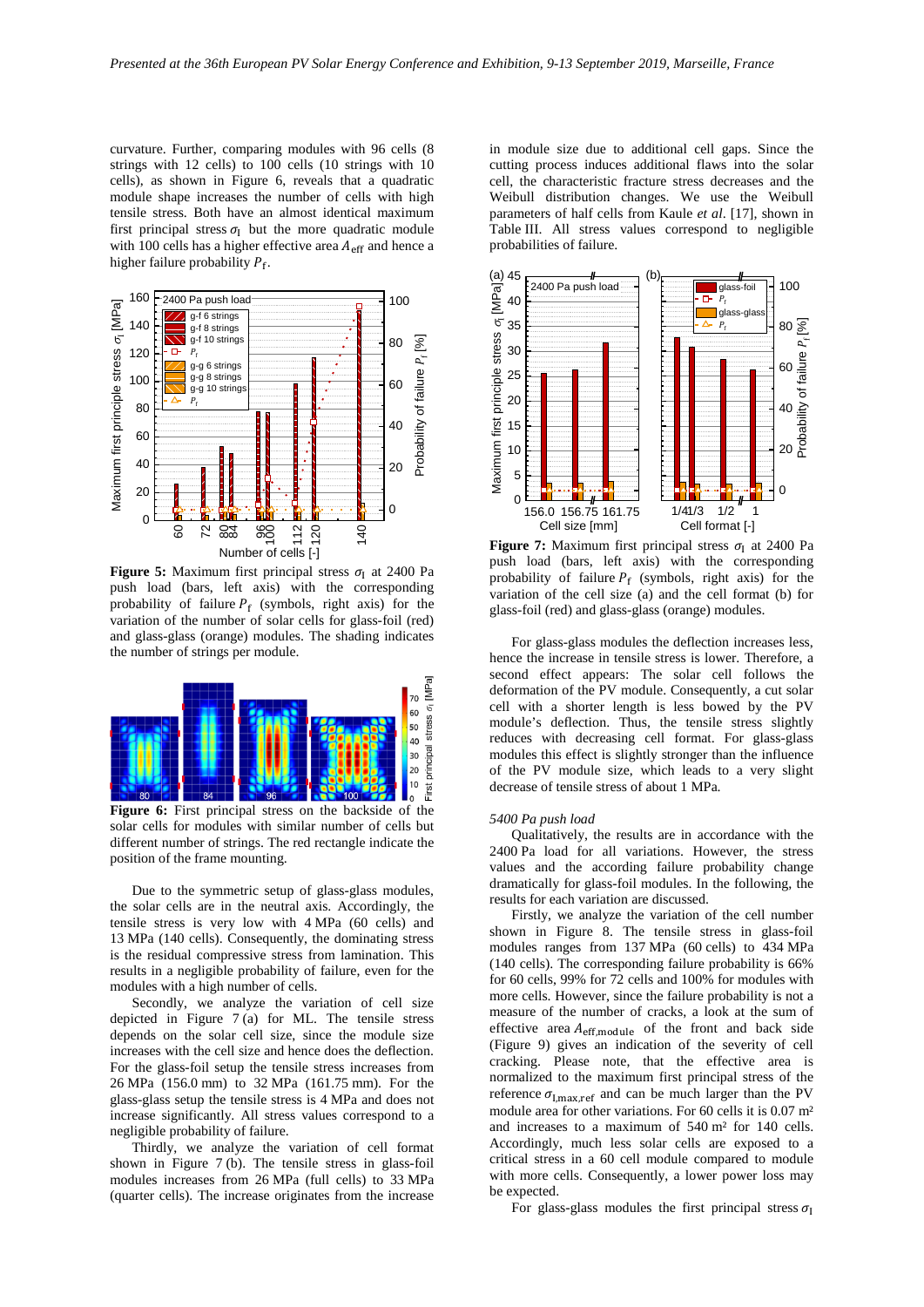curvature. Further, comparing modules with 96 cells (8 strings with 12 cells) to 100 cells (10 strings with 10 cells), as shown in Figure 6, reveals that a quadratic module shape increases the number of cells with high tensile stress. Both have an almost identical maximum first principal stress $\sigma_\mathrm{I}$ but the more quadratic module with 100 cells has a higher effective area $A_\mathrm{eff}$ and hence a higher failure probability $P_\mathrm{f}$.

**Figure 5:** Maximum first principal stress $\sigma_\mathrm{I}$ at 2400 Pa push load (bars, left axis) with the corresponding probability of failure $P_\mathrm{f}$ (symbols, right axis) for the variation of the number of solar cells for glass-foil (red) and glass-glass (orange) modules. The shading indicates the number of strings per module.

**Figure 6:** First principal stress on the backside of the solar cells for modules with similar number of cells but different number of strings. The red rectangle indicate the position of the frame mounting.

Due to the symmetric setup of glass-glass modules, the solar cells are in the neutral axis. Accordingly, the tensile stress is very low with 4 MPa (60 cells) and 13 MPa (140 cells). Consequently, the dominating stress is the residual compressive stress from lamination. This results in a negligible probability of failure, even for the modules with a high number of cells.

Secondly, we analyze the variation of cell size depicted in Figure 7 (a) for ML. The tensile stress depends on the solar cell size, since the module size increases with the cell size and hence does the deflection. For the glass-foil setup the tensile stress increases from 26 MPa (156.0 mm) to 32 MPa (161.75 mm). For the glass-glass setup the tensile stress is 4 MPa and does not increase significantly. All stress values correspond to a negligible probability of failure.

Thirdly, we analyze the variation of cell format shown in Figure 7 (b). The tensile stress in glass-foil modules increases from 26 MPa (full cells) to 33 MPa (quarter cells). The increase originates from the increase in module size due to additional cell gaps. Since the cutting process induces additional flaws into the solar cell, the characteristic fracture stress decreases and the Weibull distribution changes. We use the Weibull parameters of half cells from Kaule *et al*. [17], shown in Table III. All stress values correspond to negligible probabilities of failure.

**Figure 7:** Maximum first principal stress $\sigma_\mathrm{I}$ at 2400 Pa push load (bars, left axis) with the corresponding probability of failure $P_\mathrm{f}$ (symbols, right axis) for the variation of the cell size (a) and the cell format (b) for glass-foil (red) and glass-glass (orange) modules.

For glass-glass modules the deflection increases less, hence the increase in tensile stress is lower. Therefore, a second effect appears: The solar cell follows the deformation of the PV module. Consequently, a cut solar cell with a shorter length is less bowed by the PV module's deflection. Thus, the tensile stress slightly reduces with decreasing cell format. For glass-glass modules this effect is slightly stronger than the influence of the PV module size, which leads to a very slight decrease of tensile stress of about 1 MPa.

*5400 Pa push load*

Qualitatively, the results are in accordance with the 2400 Pa load for all variations. However, the stress values and the according failure probability change dramatically for glass-foil modules. In the following, the results for each variation are discussed.

Firstly, we analyze the variation of the cell number shown in Figure 8. The tensile stress in glass-foil modules ranges from 137 MPa (60 cells) to 434 MPa (140 cells). The corresponding failure probability is 66% for 60 cells, 99% for 72 cells and 100% for modules with more cells. However, since the failure probability is not a measure of the number of cracks, a look at the sum of effective area $A_\mathrm{eff,module}$ of the front and back side (Figure 9) gives an indication of the severity of cell cracking. Please note, that the effective area is normalized to the maximum first principal stress of the reference $\sigma_\mathrm{I,max,ref}$ and can be much larger than the PV module area for other variations. For 60 cells it is 0.07 m² and increases to a maximum of 540 m² for 140 cells. Accordingly, much less solar cells are exposed to a critical stress in a 60 cell module compared to module with more cells. Consequently, a lower power loss may be expected.

For glass-glass modules the first principal stress $\sigma_\mathrm{I}$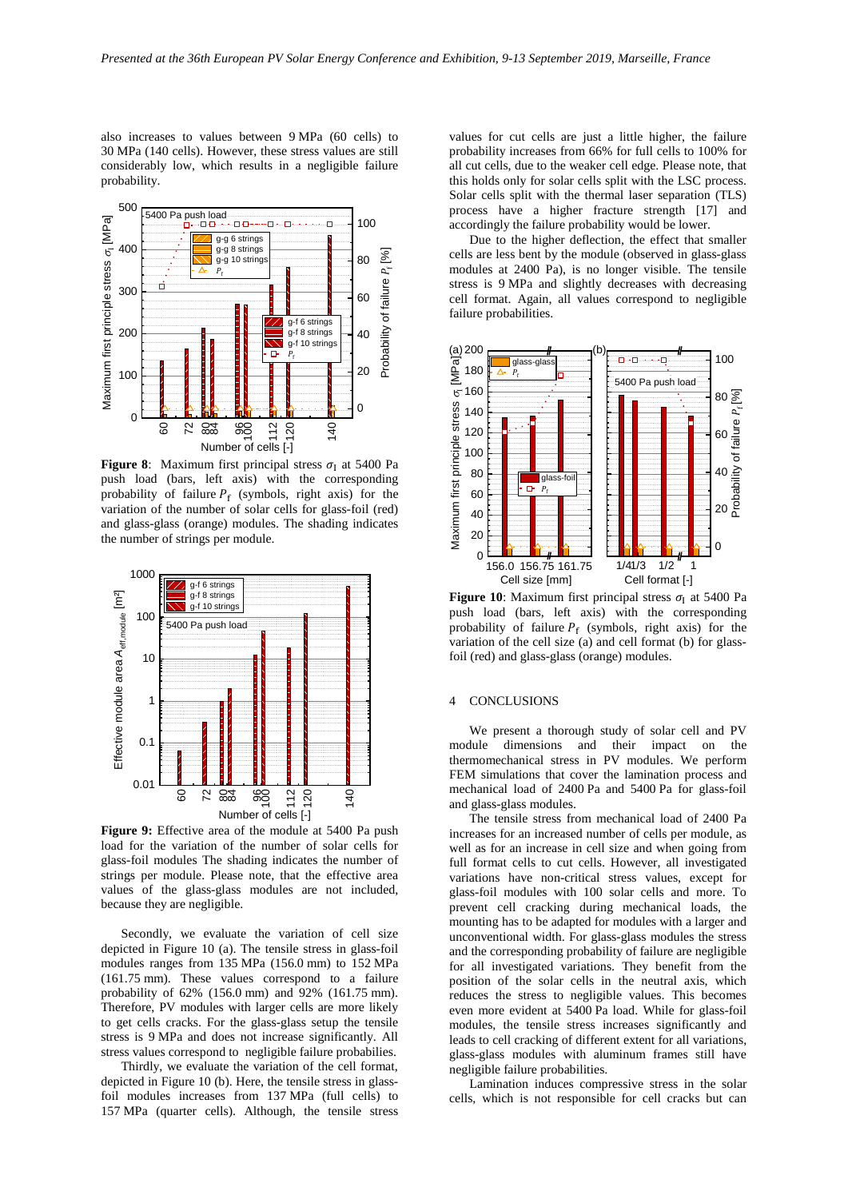also increases to values between 9 MPa (60 cells) to 30 MPa (140 cells). However, these stress values are still considerably low, which results in a negligible failure probability.

**Figure 8**: Maximum first principal stress $\sigma_I$ at 5400 Pa push load (bars, left axis) with the corresponding probability of failure $P_f$ (symbols, right axis) for the variation of the number of solar cells for glass-foil (red) and glass-glass (orange) modules. The shading indicates the number of strings per module.

**Figure 9:** Effective area of the module at 5400 Pa push load for the variation of the number of solar cells for glass-foil modules The shading indicates the number of strings per module. Please note, that the effective area values of the glass-glass modules are not included, because they are negligible.

Secondly, we evaluate the variation of cell size depicted in Figure 10 (a). The tensile stress in glass-foil modules ranges from 135 MPa (156.0 mm) to 152 MPa (161.75 mm). These values correspond to a failure probability of 62% (156.0 mm) and 92% (161.75 mm). Therefore, PV modules with larger cells are more likely to get cells cracks. For the glass-glass setup the tensile stress is 9 MPa and does not increase significantly. All stress values correspond to negligible failure probabilities.

Thirdly, we evaluate the variation of the cell format, depicted in Figure 10 (b). Here, the tensile stress in glass-foil modules increases from 137 MPa (full cells) to 157 MPa (quarter cells). Although, the tensile stress values for cut cells are just a little higher, the failure probability increases from 66% for full cells to 100% for all cut cells, due to the weaker cell edge. Please note, that this holds only for solar cells split with the LSC process. Solar cells split with the thermal laser separation (TLS) process have a higher fracture strength [17] and accordingly the failure probability would be lower.

Due to the higher deflection, the effect that smaller cells are less bent by the module (observed in glass-glass modules at 2400 Pa), is no longer visible. The tensile stress is 9 MPa and slightly decreases with decreasing cell format. Again, all values correspond to negligible failure probabilities.

**Figure 10**: Maximum first principal stress $\sigma_I$ at 5400 Pa push load (bars, left axis) with the corresponding probability of failure $P_f$ (symbols, right axis) for the variation of the cell size (a) and cell format (b) for glass-foil (red) and glass-glass (orange) modules.

## 4 CONCLUSIONS

We present a thorough study of solar cell and PV module dimensions and their impact on the thermomechanical stress in PV modules. We perform FEM simulations that cover the lamination process and mechanical load of 2400 Pa and 5400 Pa for glass-foil and glass-glass modules.

The tensile stress from mechanical load of 2400 Pa increases for an increased number of cells per module, as well as for an increase in cell size and when going from full format cells to cut cells. However, all investigated variations have non-critical stress values, except for glass-foil modules with 100 solar cells and more. To prevent cell cracking during mechanical loads, the mounting has to be adapted for modules with a larger and unconventional width. For glass-glass modules the stress and the corresponding probability of failure are negligible for all investigated variations. They benefit from the position of the solar cells in the neutral axis, which reduces the stress to negligible values. This becomes even more evident at 5400 Pa load. While for glass-foil modules, the tensile stress increases significantly and leads to cell cracking of different extent for all variations, glass-glass modules with aluminum frames still have negligible failure probabilities.

Lamination induces compressive stress in the solar cells, which is not responsible for cell cracks but can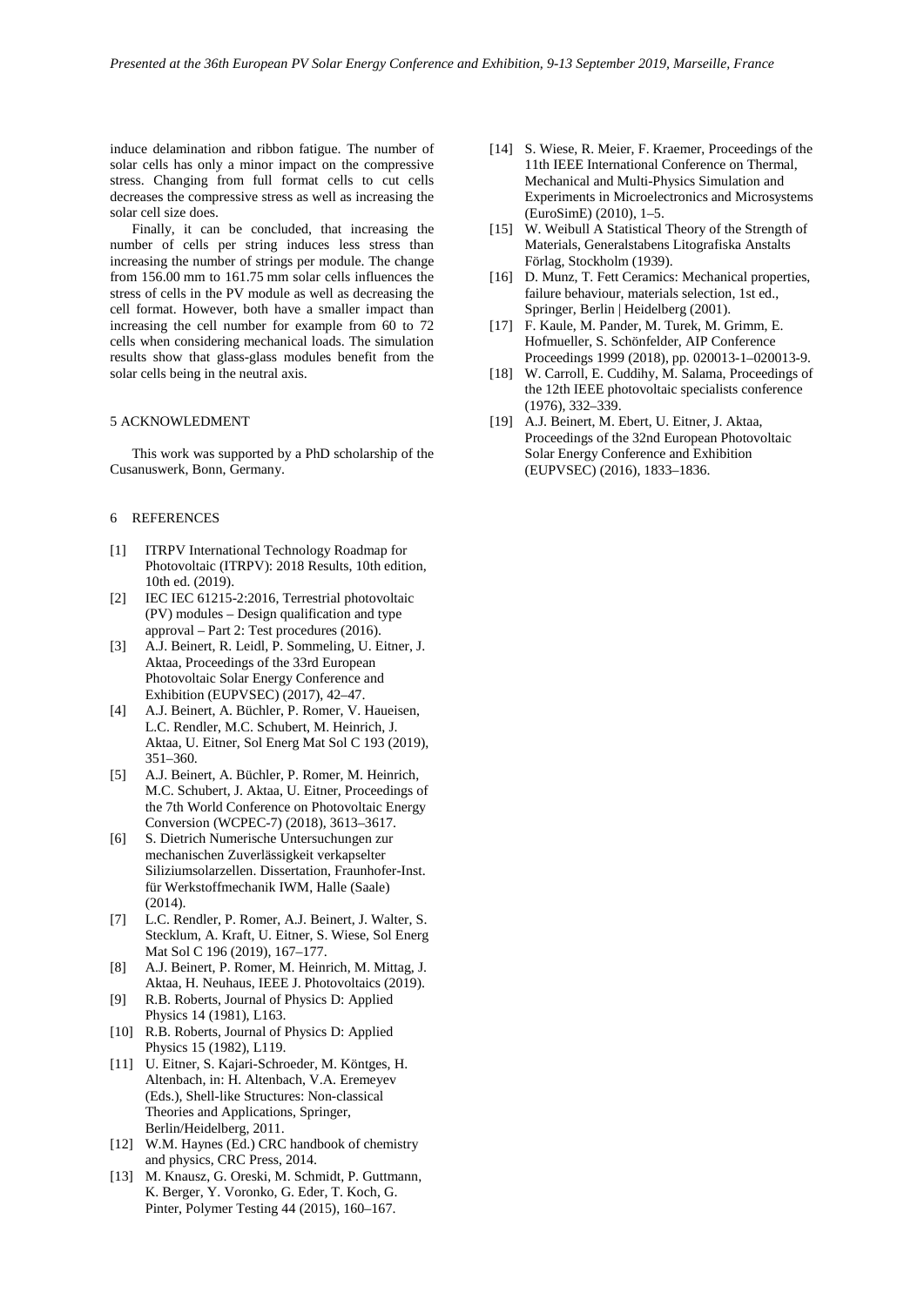induce delamination and ribbon fatigue. The number of solar cells has only a minor impact on the compressive stress. Changing from full format cells to cut cells decreases the compressive stress as well as increasing the solar cell size does.

Finally, it can be concluded, that increasing the number of cells per string induces less stress than increasing the number of strings per module. The change from 156.00 mm to 161.75 mm solar cells influences the stress of cells in the PV module as well as decreasing the cell format. However, both have a smaller impact than increasing the cell number for example from 60 to 72 cells when considering mechanical loads. The simulation results show that glass-glass modules benefit from the solar cells being in the neutral axis.

## 5 ACKNOWLEDMENT

This work was supported by a PhD scholarship of the Cusanuswerk, Bonn, Germany.

## 6 REFERENCES

- [1] ITRPV International Technology Roadmap for Photovoltaic (ITRPV): 2018 Results, 10th edition, 10th ed. (2019).
- [2] IEC IEC 61215-2:2016, Terrestrial photovoltaic (PV) modules – Design qualification and type approval – Part 2: Test procedures (2016).
- [3] A.J. Beinert, R. Leidl, P. Sommeling, U. Eitner, J. Aktaa, Proceedings of the 33rd European Photovoltaic Solar Energy Conference and Exhibition (EUPVSEC) (2017), 42–47.
- [4] A.J. Beinert, A. Büchler, P. Romer, V. Haueisen, L.C. Rendler, M.C. Schubert, M. Heinrich, J. Aktaa, U. Eitner, Sol Energ Mat Sol C 193 (2019), 351–360.
- [5] A.J. Beinert, A. Büchler, P. Romer, M. Heinrich, M.C. Schubert, J. Aktaa, U. Eitner, Proceedings of the 7th World Conference on Photovoltaic Energy Conversion (WCPEC-7) (2018), 3613–3617.
- [6] S. Dietrich Numerische Untersuchungen zur mechanischen Zuverlässigkeit verkapselter Siliziumsolarzellen. Dissertation, Fraunhofer-Inst. für Werkstoffmechanik IWM, Halle (Saale) (2014).
- [7] L.C. Rendler, P. Romer, A.J. Beinert, J. Walter, S. Stecklum, A. Kraft, U. Eitner, S. Wiese, Sol Energ Mat Sol C 196 (2019), 167–177.
- [8] A.J. Beinert, P. Romer, M. Heinrich, M. Mittag, J. Aktaa, H. Neuhaus, IEEE J. Photovoltaics (2019).
- [9] R.B. Roberts, Journal of Physics D: Applied Physics 14 (1981), L163.
- [10] R.B. Roberts, Journal of Physics D: Applied Physics 15 (1982), L119.
- [11] U. Eitner, S. Kajari-Schroeder, M. Köntges, H. Altenbach, in: H. Altenbach, V.A. Eremeyev (Eds.), Shell-like Structures: Non-classical Theories and Applications, Springer, Berlin/Heidelberg, 2011.
- [12] W.M. Haynes (Ed.) CRC handbook of chemistry and physics, CRC Press, 2014.
- [13] M. Knausz, G. Oreski, M. Schmidt, P. Guttmann, K. Berger, Y. Voronko, G. Eder, T. Koch, G. Pinter, Polymer Testing 44 (2015), 160–167.
- [14] S. Wiese, R. Meier, F. Kraemer, Proceedings of the 11th IEEE International Conference on Thermal, Mechanical and Multi-Physics Simulation and Experiments in Microelectronics and Microsystems (EuroSimE) (2010), 1–5.
- [15] W. Weibull A Statistical Theory of the Strength of Materials, Generalstabens Litografiska Anstalts Förlag, Stockholm (1939).
- [16] D. Munz, T. Fett Ceramics: Mechanical properties, failure behaviour, materials selection, 1st ed., Springer, Berlin | Heidelberg (2001).
- [17] F. Kaule, M. Pander, M. Turek, M. Grimm, E. Hofmueller, S. Schönfelder, AIP Conference Proceedings 1999 (2018), pp. 020013-1–020013-9.
- [18] W. Carroll, E. Cuddihy, M. Salama, Proceedings of the 12th IEEE photovoltaic specialists conference (1976), 332–339.
- [19] A.J. Beinert, M. Ebert, U. Eitner, J. Aktaa, Proceedings of the 32nd European Photovoltaic Solar Energy Conference and Exhibition (EUPVSEC) (2016), 1833–1836.